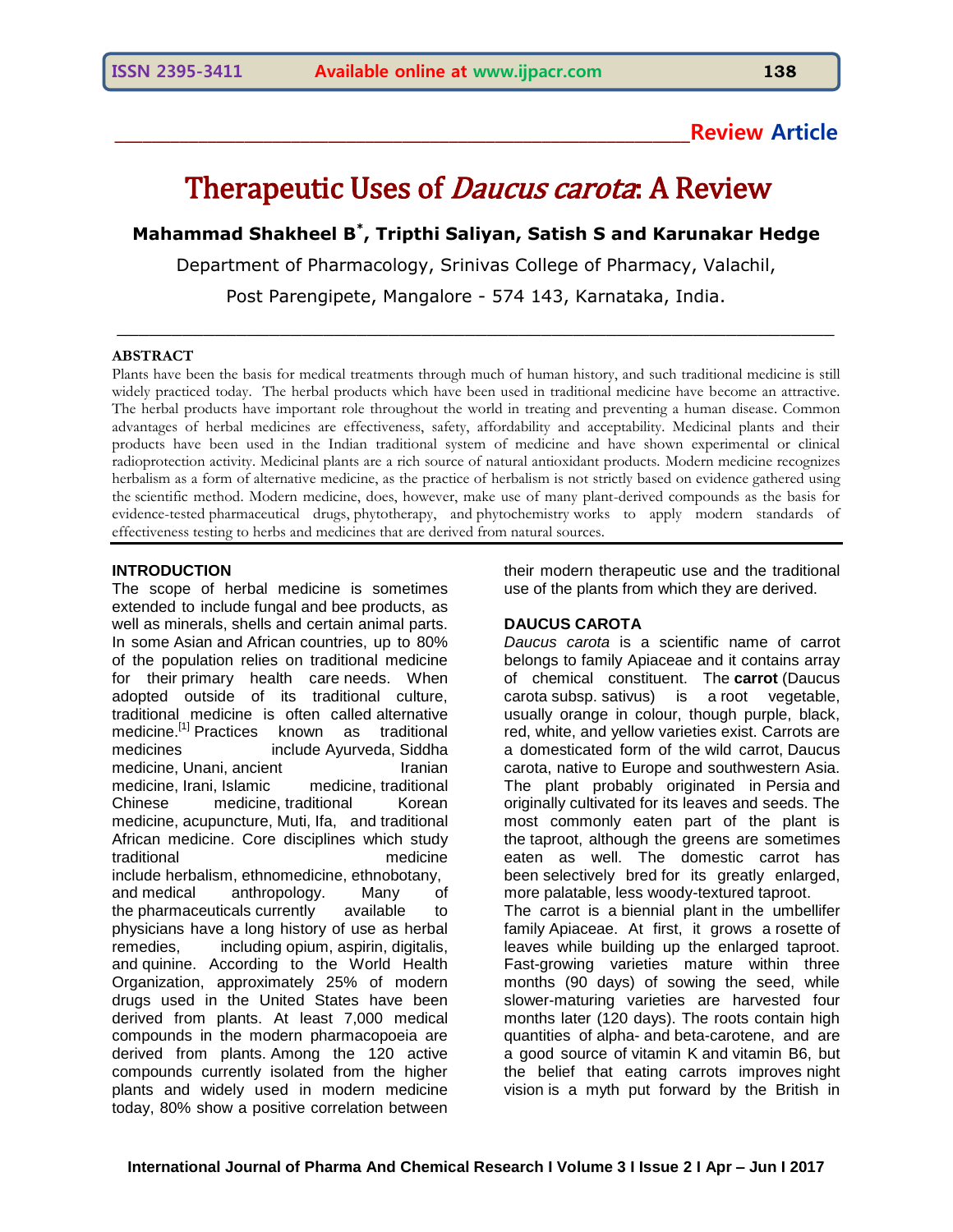**Review Article**

# Therapeutic Uses of *Daucus carota*: A Review

**Mahammad Shakheel B*, Tripthi Saliyan, Satish S and Karunakar Hedge**

Department of Pharmacology, Srinivas College of Pharmacy, Valachil,

Post Parengipete, Mangalore - 574 143, Karnataka, India.

## ABSTRACT

Plants have been the basis for medical treatments through much of human history, and such traditional medicine is still widely practiced today. The herbal products which have been used in traditional medicine have become an attractive. The herbal products have important role throughout the world in treating and preventing a human disease. Common advantages of herbal medicines are effectiveness, safety, affordability and acceptability. Medicinal plants and their products have been used in the Indian traditional system of medicine and have shown experimental or clinical radioprotection activity. Medicinal plants are a rich source of natural antioxidant products. Modern medicine recognizes herbalism as a form of alternative medicine, as the practice of herbalism is not strictly based on evidence gathered using the scientific method. Modern medicine, does, however, make use of many plant-derived compounds as the basis for evidence-tested pharmaceutical drugs, phytotherapy, and phytochemistry works to apply modern standards of effectiveness testing to herbs and medicines that are derived from natural sources.

## INTRODUCTION

The scope of herbal medicine is sometimes extended to include fungal and bee products, as well as minerals, shells and certain animal parts. In some Asian and African countries, up to 80% of the population relies on traditional medicine for their primary health care needs. When adopted outside of its traditional culture, traditional medicine is often called alternative medicine.[1] Practices known as traditional medicines include Ayurveda, Siddha medicine, Unani, ancient Iranian medicine, Irani, Islamic medicine, traditional Chinese medicine, traditional Korean medicine, acupuncture, Muti, Ifa, and traditional African medicine. Core disciplines which study traditional medicine include herbalism, ethnomedicine, ethnobotany, and medical anthropology. Many of the pharmaceuticals currently available to physicians have a long history of use as herbal remedies, including opium, aspirin, digitalis, and quinine. According to the World Health Organization, approximately 25% of modern drugs used in the United States have been derived from plants. At least 7,000 medical compounds in the modern pharmacopoeia are derived from plants. Among the 120 active compounds currently isolated from the higher plants and widely used in modern medicine today, 80% show a positive correlation between their modern therapeutic use and the traditional use of the plants from which they are derived.

## DAUCUS CAROTA

*Daucus carota* is a scientific name of carrot belongs to family Apiaceae and it contains array of chemical constituent. The **carrot** (Daucus carota subsp. sativus) is a root vegetable, usually orange in colour, though purple, black, red, white, and yellow varieties exist. Carrots are a domesticated form of the wild carrot, Daucus carota, native to Europe and southwestern Asia. The plant probably originated in Persia and originally cultivated for its leaves and seeds. The most commonly eaten part of the plant is the taproot, although the greens are sometimes eaten as well. The domestic carrot has been selectively bred for its greatly enlarged, more palatable, less woody-textured taproot.

The carrot is a biennial plant in the umbellifer family Apiaceae. At first, it grows a rosette of leaves while building up the enlarged taproot. Fast-growing varieties mature within three months (90 days) of sowing the seed, while slower-maturing varieties are harvested four months later (120 days). The roots contain high quantities of alpha- and beta-carotene, and are a good source of vitamin K and vitamin B6, but the belief that eating carrots improves night vision is a myth put forward by the British in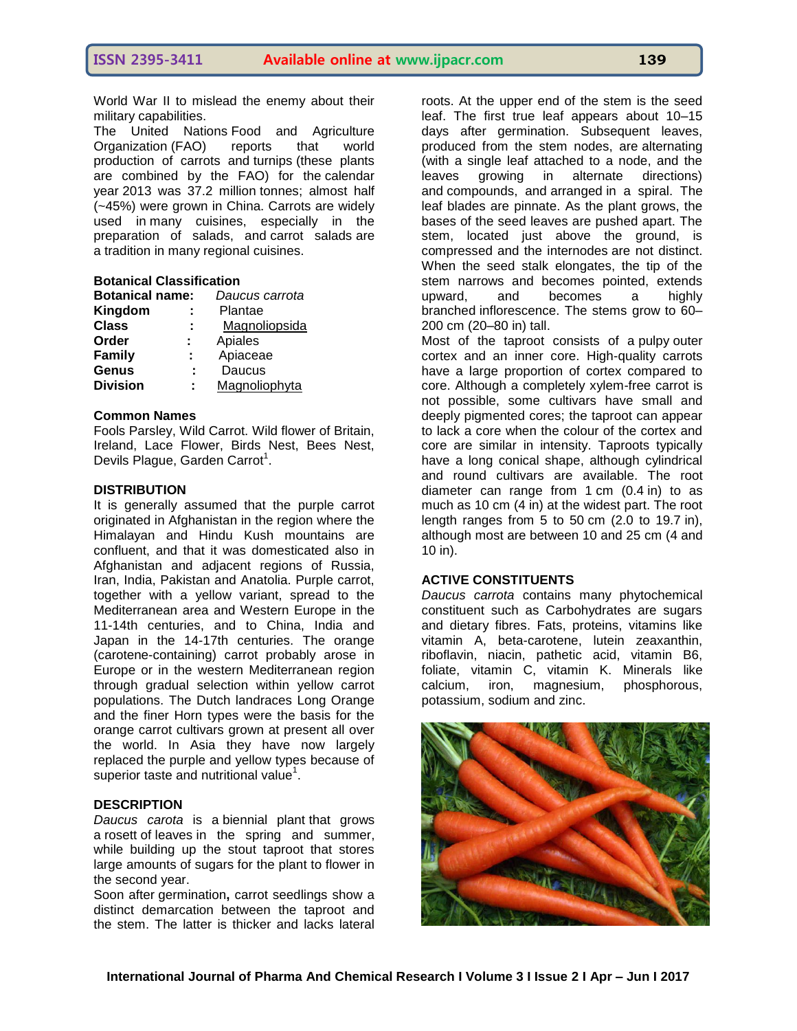World War II to mislead the enemy about their military capabilities.

The United Nations Food and Agriculture Organization (FAO) reports that world production of carrots and turnips (these plants are combined by the FAO) for the calendar year 2013 was 37.2 million tonnes; almost half (~45%) were grown in China. Carrots are widely used in many cuisines, especially in the preparation of salads, and carrot salads are a tradition in many regional cuisines.

## Botanical Classification

| | | |
|---|---|---|
| **Botanical name:** | | *Daucus carrota* |
| **Kingdom** | : | Plantae |
| **Class** | : | Magnoliopsida |
| **Order** | : | Apiales |
| **Family** | : | Apiaceae |
| **Genus** | : | Daucus |
| **Division** | : | Magnoliophyta |

## Common Names

Fools Parsley, Wild Carrot. Wild flower of Britain, Ireland, Lace Flower, Birds Nest, Bees Nest, Devils Plague, Garden Carrot[1].

## DISTRIBUTION

It is generally assumed that the purple carrot originated in Afghanistan in the region where the Himalayan and Hindu Kush mountains are confluent, and that it was domesticated also in Afghanistan and adjacent regions of Russia, Iran, India, Pakistan and Anatolia. Purple carrot, together with a yellow variant, spread to the Mediterranean area and Western Europe in the 11-14th centuries, and to China, India and Japan in the 14-17th centuries. The orange (carotene-containing) carrot probably arose in Europe or in the western Mediterranean region through gradual selection within yellow carrot populations. The Dutch landraces Long Orange and the finer Horn types were the basis for the orange carrot cultivars grown at present all over the world. In Asia they have now largely replaced the purple and yellow types because of superior taste and nutritional value[1].

## DESCRIPTION

*Daucus carota* is a biennial plant that grows a rosett of leaves in the spring and summer, while building up the stout taproot that stores large amounts of sugars for the plant to flower in the second year.

Soon after germination**,** carrot seedlings show a distinct demarcation between the taproot and the stem. The latter is thicker and lacks lateral roots. At the upper end of the stem is the seed leaf. The first true leaf appears about 10–15 days after germination. Subsequent leaves, produced from the stem nodes, are alternating (with a single leaf attached to a node, and the leaves growing in alternate directions) and compounds, and arranged in a spiral. The leaf blades are pinnate. As the plant grows, the bases of the seed leaves are pushed apart. The stem, located just above the ground, is compressed and the internodes are not distinct. When the seed stalk elongates, the tip of the stem narrows and becomes pointed, extends upward, and becomes a highly branched inflorescence. The stems grow to 60–200 cm (20–80 in) tall.

Most of the taproot consists of a pulpy outer cortex and an inner core. High-quality carrots have a large proportion of cortex compared to core. Although a completely xylem-free carrot is not possible, some cultivars have small and deeply pigmented cores; the taproot can appear to lack a core when the colour of the cortex and core are similar in intensity. Taproots typically have a long conical shape, although cylindrical and round cultivars are available. The root diameter can range from 1 cm (0.4 in) to as much as 10 cm (4 in) at the widest part. The root length ranges from 5 to 50 cm (2.0 to 19.7 in), although most are between 10 and 25 cm (4 and 10 in).

## ACTIVE CONSTITUENTS

*Daucus carrota* contains many phytochemical constituent such as Carbohydrates are sugars and dietary fibres. Fats, proteins, vitamins like vitamin A, beta-carotene, lutein zeaxanthin, riboflavin, niacin, pathetic acid, vitamin B6, foliate, vitamin C, vitamin K. Minerals like calcium, iron, magnesium, phosphorous, potassium, sodium and zinc.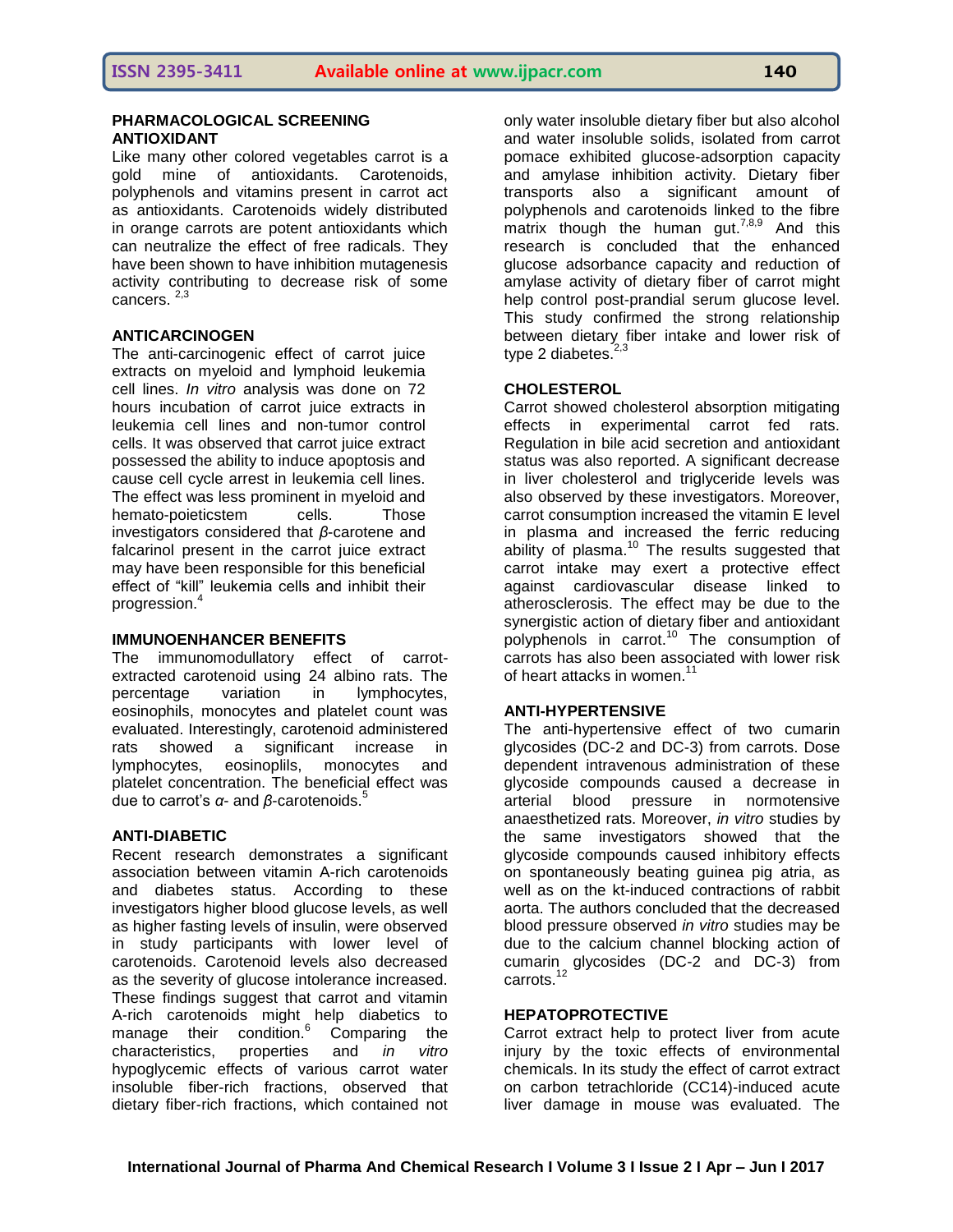## PHARMACOLOGICAL SCREENING

## ANTIOXIDANT

Like many other colored vegetables carrot is a gold mine of antioxidants. Carotenoids, polyphenols and vitamins present in carrot act as antioxidants. Carotenoids widely distributed in orange carrots are potent antioxidants which can neutralize the effect of free radicals. They have been shown to have inhibition mutagenesis activity contributing to decrease risk of some cancers. [2,3]

## ANTICARCINOGEN

The anti-carcinogenic effect of carrot juice extracts on myeloid and lymphoid leukemia cell lines. *In vitro* analysis was done on 72 hours incubation of carrot juice extracts in leukemia cell lines and non-tumor control cells. It was observed that carrot juice extract possessed the ability to induce apoptosis and cause cell cycle arrest in leukemia cell lines. The effect was less prominent in myeloid and hemato-poieticstem cells. Those investigators considered that *β*-carotene and falcarinol present in the carrot juice extract may have been responsible for this beneficial effect of "kill" leukemia cells and inhibit their progression.[4]

## IMMUNOENHANCER BENEFITS

The immunomodullatory effect of carrot-extracted carotenoid using 24 albino rats. The percentage variation in lymphocytes, eosinophils, monocytes and platelet count was evaluated. Interestingly, carotenoid administered rats showed a significant increase in lymphocytes, eosinoplils, monocytes and platelet concentration. The beneficial effect was due to carrot's *α*- and *β*-carotenoids.[5]

## ANTI-DIABETIC

Recent research demonstrates a significant association between vitamin A-rich carotenoids and diabetes status. According to these investigators higher blood glucose levels, as well as higher fasting levels of insulin, were observed in study participants with lower level of carotenoids. Carotenoid levels also decreased as the severity of glucose intolerance increased. These findings suggest that carrot and vitamin A-rich carotenoids might help diabetics to manage their condition.[6] Comparing the characteristics, properties and *in vitro* hypoglycemic effects of various carrot water insoluble fiber-rich fractions, observed that dietary fiber-rich fractions, which contained not only water insoluble dietary fiber but also alcohol and water insoluble solids, isolated from carrot pomace exhibited glucose-adsorption capacity and amylase inhibition activity. Dietary fiber transports also a significant amount of polyphenols and carotenoids linked to the fibre matrix though the human gut.[7,8,9] And this research is concluded that the enhanced glucose adsorbance capacity and reduction of amylase activity of dietary fiber of carrot might help control post-prandial serum glucose level. This study confirmed the strong relationship between dietary fiber intake and lower risk of type 2 diabetes.[2,3]

## CHOLESTEROL

Carrot showed cholesterol absorption mitigating effects in experimental carrot fed rats. Regulation in bile acid secretion and antioxidant status was also reported. A significant decrease in liver cholesterol and triglyceride levels was also observed by these investigators. Moreover, carrot consumption increased the vitamin E level in plasma and increased the ferric reducing ability of plasma.[10] The results suggested that carrot intake may exert a protective effect against cardiovascular disease linked to atherosclerosis. The effect may be due to the synergistic action of dietary fiber and antioxidant polyphenols in carrot.[10] The consumption of carrots has also been associated with lower risk of heart attacks in women.[11]

## ANTI-HYPERTENSIVE

The anti-hypertensive effect of two cumarin glycosides (DC-2 and DC-3) from carrots. Dose dependent intravenous administration of these glycoside compounds caused a decrease in arterial blood pressure in normotensive anaesthetized rats. Moreover, *in vitro* studies by the same investigators showed that the glycoside compounds caused inhibitory effects on spontaneously beating guinea pig atria, as well as on the kt-induced contractions of rabbit aorta. The authors concluded that the decreased blood pressure observed *in vitro* studies may be due to the calcium channel blocking action of cumarin glycosides (DC-2 and DC-3) from carrots.[12]

## HEPATOPROTECTIVE

Carrot extract help to protect liver from acute injury by the toxic effects of environmental chemicals. In its study the effect of carrot extract on carbon tetrachloride (CC14)-induced acute liver damage in mouse was evaluated. The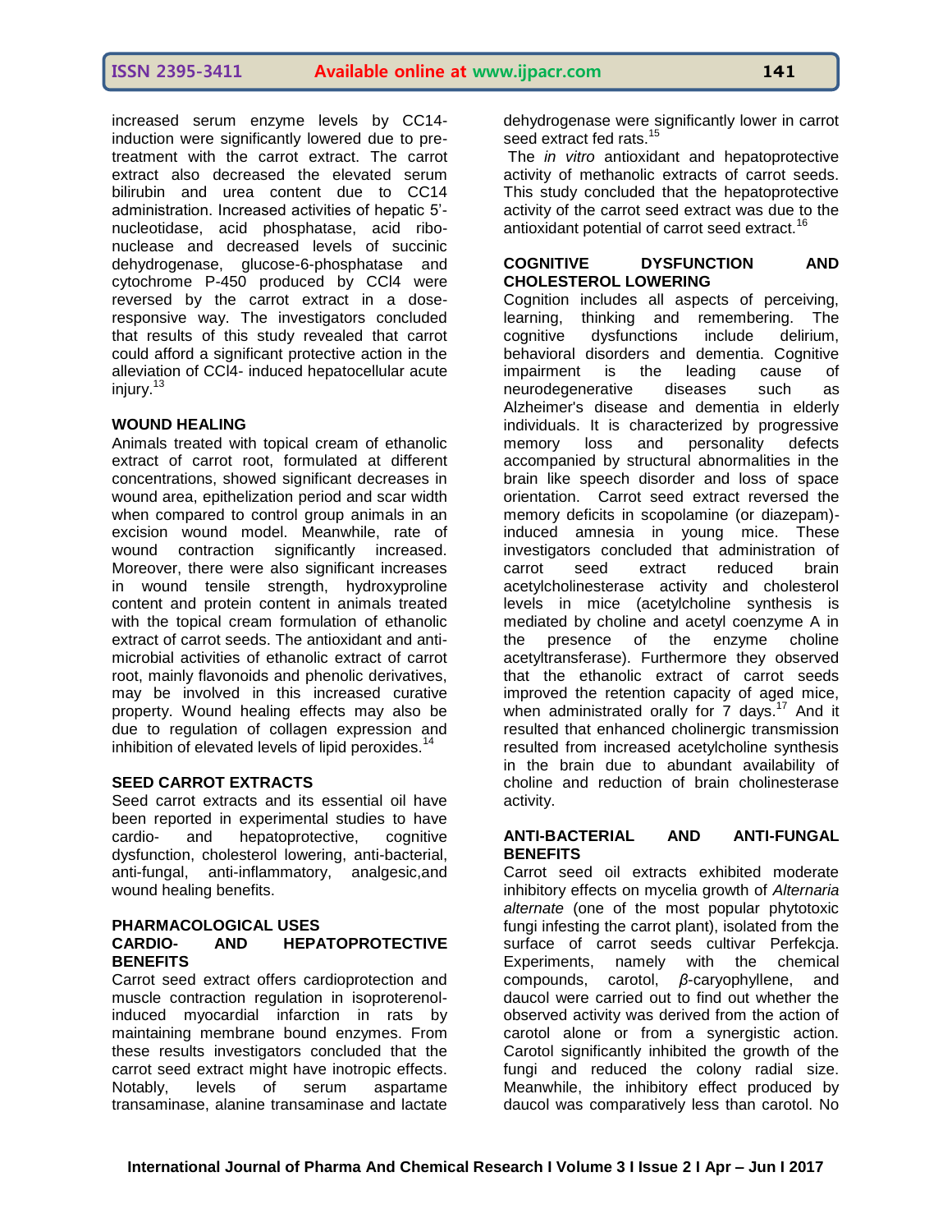increased serum enzyme levels by CC14-induction were significantly lowered due to pre-treatment with the carrot extract. The carrot extract also decreased the elevated serum bilirubin and urea content due to CC14 administration. Increased activities of hepatic 5'-nucleotidase, acid phosphatase, acid ribo-nuclease and decreased levels of succinic dehydrogenase, glucose-6-phosphatase and cytochrome P-450 produced by $CCl_4$ were reversed by the carrot extract in a dose-responsive way. The investigators concluded that results of this study revealed that carrot could afford a significant protective action in the alleviation of $CCl_4$- induced hepatocellular acute injury.[13]

## WOUND HEALING

Animals treated with topical cream of ethanolic extract of carrot root, formulated at different concentrations, showed significant decreases in wound area, epithelization period and scar width when compared to control group animals in an excision wound model. Meanwhile, rate of wound contraction significantly increased. Moreover, there were also significant increases in wound tensile strength, hydroxyproline content and protein content in animals treated with the topical cream formulation of ethanolic extract of carrot seeds. The antioxidant and anti-microbial activities of ethanolic extract of carrot root, mainly flavonoids and phenolic derivatives, may be involved in this increased curative property. Wound healing effects may also be due to regulation of collagen expression and inhibition of elevated levels of lipid peroxides.[14]

## SEED CARROT EXTRACTS

Seed carrot extracts and its essential oil have been reported in experimental studies to have cardio- and hepatoprotective, cognitive dysfunction, cholesterol lowering, anti-bacterial, anti-fungal, anti-inflammatory, analgesic,and wound healing benefits.

## PHARMACOLOGICAL USES

### CARDIO- AND HEPATOPROTECTIVE BENEFITS

Carrot seed extract offers cardioprotection and muscle contraction regulation in isoproterenol-induced myocardial infarction in rats by maintaining membrane bound enzymes. From these results investigators concluded that the carrot seed extract might have inotropic effects. Notably, levels of serum aspartame transaminase, alanine transaminase and lactate dehydrogenase were significantly lower in carrot seed extract fed rats.[15]

The *in vitro* antioxidant and hepatoprotective activity of methanolic extracts of carrot seeds. This study concluded that the hepatoprotective activity of the carrot seed extract was due to the antioxidant potential of carrot seed extract.[16]

### COGNITIVE DYSFUNCTION AND CHOLESTEROL LOWERING

Cognition includes all aspects of perceiving, learning, thinking and remembering. The cognitive dysfunctions include delirium, behavioral disorders and dementia. Cognitive impairment is the leading cause of neurodegenerative diseases such as Alzheimer's disease and dementia in elderly individuals. It is characterized by progressive memory loss and personality defects accompanied by structural abnormalities in the brain like speech disorder and loss of space orientation. Carrot seed extract reversed the memory deficits in scopolamine (or diazepam)-induced amnesia in young mice. These investigators concluded that administration of carrot seed extract reduced brain acetylcholinesterase activity and cholesterol levels in mice (acetylcholine synthesis is mediated by choline and acetyl coenzyme A in the presence of the enzyme choline acetyltransferase). Furthermore they observed that the ethanolic extract of carrot seeds improved the retention capacity of aged mice, when administrated orally for 7 days.[17] And it resulted that enhanced cholinergic transmission resulted from increased acetylcholine synthesis in the brain due to abundant availability of choline and reduction of brain cholinesterase activity.

### ANTI-BACTERIAL AND ANTI-FUNGAL BENEFITS

Carrot seed oil extracts exhibited moderate inhibitory effects on mycelia growth of *Alternaria alternate* (one of the most popular phytotoxic fungi infesting the carrot plant), isolated from the surface of carrot seeds cultivar Perfekcja. Experiments, namely with the chemical compounds, carotol, *β*-caryophyllene, and daucol were carried out to find out whether the observed activity was derived from the action of carotol alone or from a synergistic action. Carotol significantly inhibited the growth of the fungi and reduced the colony radial size. Meanwhile, the inhibitory effect produced by daucol was comparatively less than carotol. No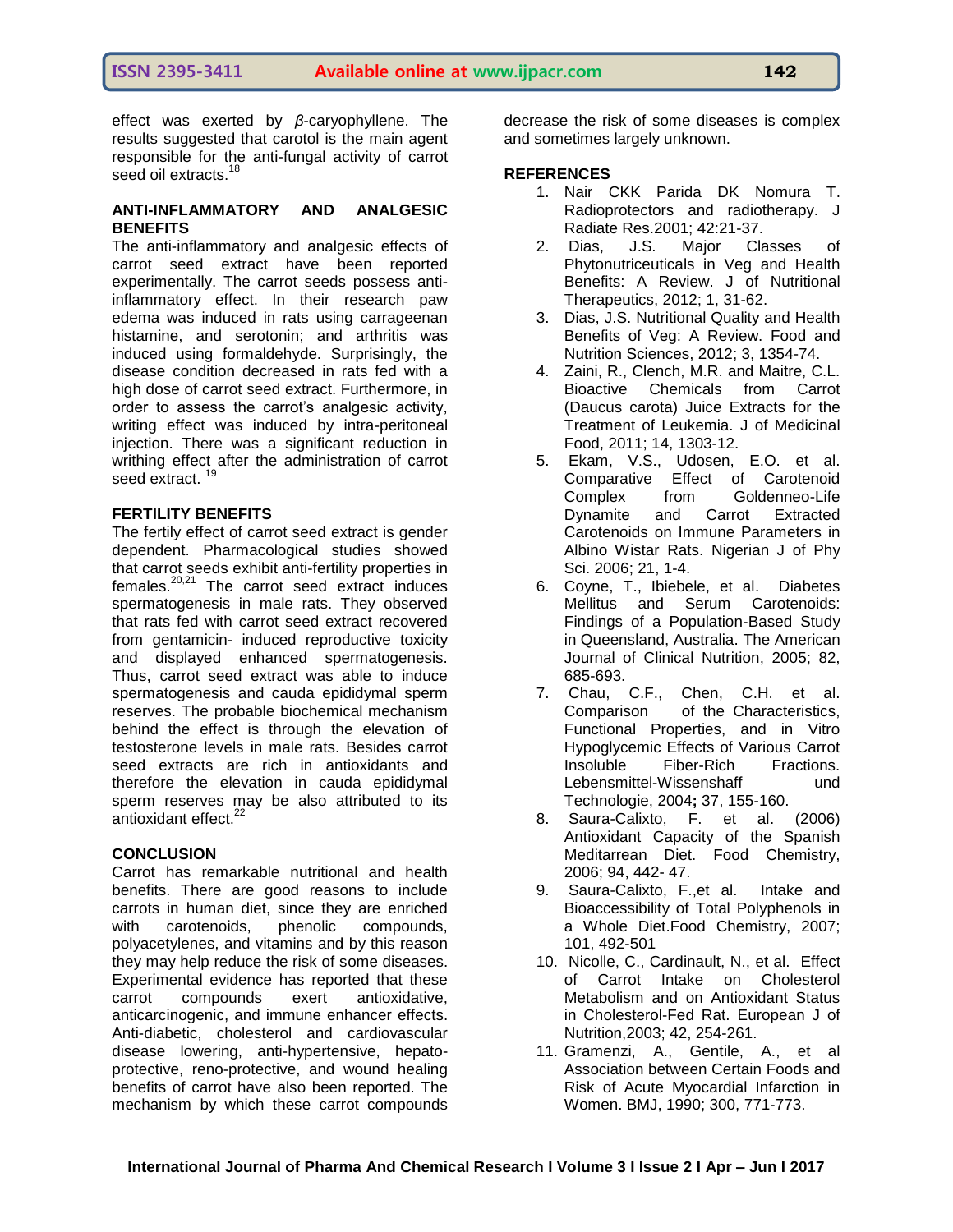effect was exerted by *β*-caryophyllene. The results suggested that carotol is the main agent responsible for the anti-fungal activity of carrot seed oil extracts.[18]

## ANTI-INFLAMMATORY AND ANALGESIC BENEFITS

The anti-inflammatory and analgesic effects of carrot seed extract have been reported experimentally. The carrot seeds possess anti-inflammatory effect. In their research paw edema was induced in rats using carrageenan histamine, and serotonin; and arthritis was induced using formaldehyde. Surprisingly, the disease condition decreased in rats fed with a high dose of carrot seed extract. Furthermore, in order to assess the carrot's analgesic activity, writing effect was induced by intra-peritoneal injection. There was a significant reduction in writhing effect after the administration of carrot seed extract. [19]

## FERTILITY BENEFITS

The fertily effect of carrot seed extract is gender dependent. Pharmacological studies showed that carrot seeds exhibit anti-fertility properties in females.[20,21] The carrot seed extract induces spermatogenesis in male rats. They observed that rats fed with carrot seed extract recovered from gentamicin- induced reproductive toxicity and displayed enhanced spermatogenesis. Thus, carrot seed extract was able to induce spermatogenesis and cauda epididymal sperm reserves. The probable biochemical mechanism behind the effect is through the elevation of testosterone levels in male rats. Besides carrot seed extracts are rich in antioxidants and therefore the elevation in cauda epididymal sperm reserves may be also attributed to its antioxidant effect.[22]

## CONCLUSION

Carrot has remarkable nutritional and health benefits. There are good reasons to include carrots in human diet, since they are enriched with carotenoids, phenolic compounds, polyacetylenes, and vitamins and by this reason they may help reduce the risk of some diseases. Experimental evidence has reported that these carrot compounds exert antioxidative, anticarcinogenic, and immune enhancer effects. Anti-diabetic, cholesterol and cardiovascular disease lowering, anti-hypertensive, hepato-protective, reno-protective, and wound healing benefits of carrot have also been reported. The mechanism by which these carrot compounds decrease the risk of some diseases is complex and sometimes largely unknown.

## REFERENCES

1. Nair CKK Parida DK Nomura T. Radioprotectors and radiotherapy. J Radiate Res.2001; 42:21-37.
2. Dias, J.S. Major Classes of Phytonutriceuticals in Veg and Health Benefits: A Review. J of Nutritional Therapeutics, 2012; 1, 31-62.
3. Dias, J.S. Nutritional Quality and Health Benefits of Veg: A Review. Food and Nutrition Sciences, 2012; 3, 1354-74.
4. Zaini, R., Clench, M.R. and Maitre, C.L. Bioactive Chemicals from Carrot (Daucus carota) Juice Extracts for the Treatment of Leukemia. J of Medicinal Food, 2011; 14, 1303-12.
5. Ekam, V.S., Udosen, E.O. et al. Comparative Effect of Carotenoid Complex from Goldenneo-Life Dynamite and Carrot Extracted Carotenoids on Immune Parameters in Albino Wistar Rats. Nigerian J of Phy Sci. 2006; 21, 1-4.
6. Coyne, T., Ibiebele, et al. Diabetes Mellitus and Serum Carotenoids: Findings of a Population-Based Study in Queensland, Australia. The American Journal of Clinical Nutrition, 2005; 82, 685-693.
7. Chau, C.F., Chen, C.H. et al. Comparison of the Characteristics, Functional Properties, and in Vitro Hypoglycemic Effects of Various Carrot Insoluble Fiber-Rich Fractions. Lebensmittel-Wissenshaff und Technologie, 2004; 37, 155-160.
8. Saura-Calixto, F. et al. (2006) Antioxidant Capacity of the Spanish Meditarrean Diet. Food Chemistry, 2006; 94, 442- 47.
9. Saura-Calixto, F.,et al. Intake and Bioaccessibility of Total Polyphenols in a Whole Diet.Food Chemistry, 2007; 101, 492-501
10. Nicolle, C., Cardinault, N., et al. Effect of Carrot Intake on Cholesterol Metabolism and on Antioxidant Status in Cholesterol-Fed Rat. European J of Nutrition,2003; 42, 254-261.
11. Gramenzi, A., Gentile, A., et al Association between Certain Foods and Risk of Acute Myocardial Infarction in Women. BMJ, 1990; 300, 771-773.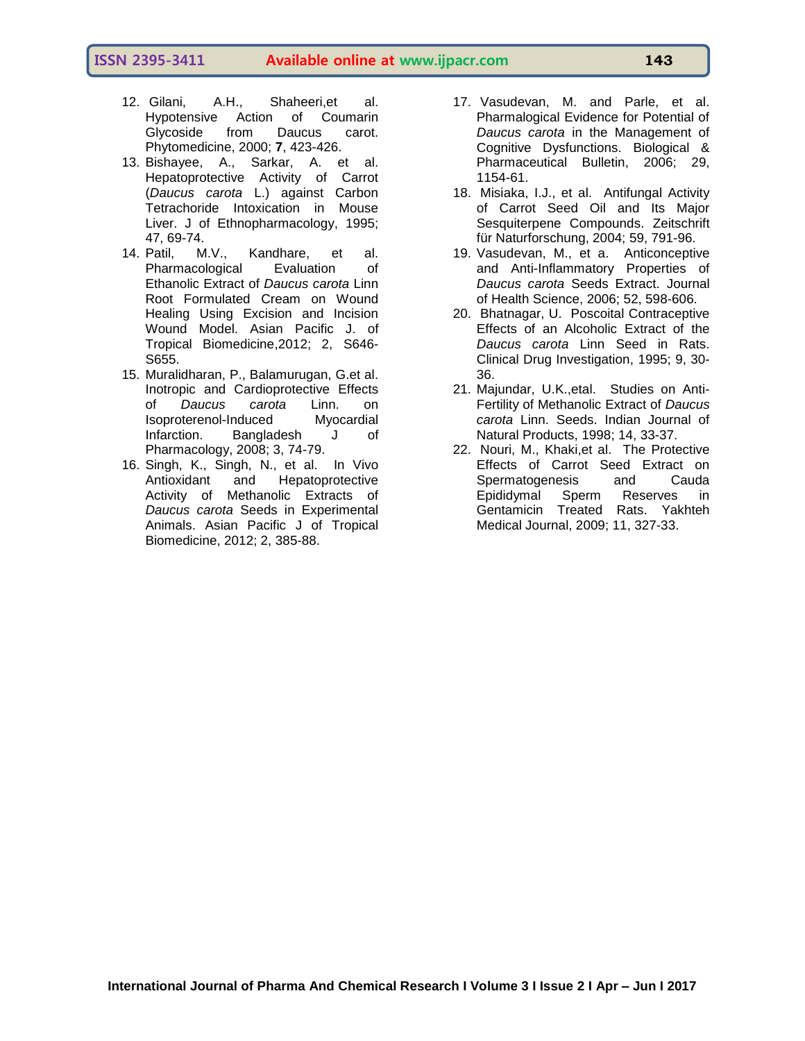12. Gilani, A.H., Shaheeri,et al. Hypotensive Action of Coumarin Glycoside from Daucus carot. Phytomedicine, 2000; **7**, 423-426.
13. Bishayee, A., Sarkar, A. et al. Hepatoprotective Activity of Carrot (*Daucus carota* L.) against Carbon Tetrachoride Intoxication in Mouse Liver. J of Ethnopharmacology, 1995; 47, 69-74.
14. Patil, M.V., Kandhare, et al. Pharmacological Evaluation of Ethanolic Extract of *Daucus carota* Linn Root Formulated Cream on Wound Healing Using Excision and Incision Wound Model. Asian Pacific J. of Tropical Biomedicine,2012; 2, S646-S655.
15. Muralidharan, P., Balamurugan, G.et al. Inotropic and Cardioprotective Effects of *Daucus carota* Linn. on Isoproterenol-Induced Myocardial Infarction. Bangladesh J of Pharmacology, 2008; 3, 74-79.
16. Singh, K., Singh, N., et al. In Vivo Antioxidant and Hepatoprotective Activity of Methanolic Extracts of *Daucus carota* Seeds in Experimental Animals. Asian Pacific J of Tropical Biomedicine, 2012; 2, 385-88.
17. Vasudevan, M. and Parle, et al. Pharmalogical Evidence for Potential of *Daucus carota* in the Management of Cognitive Dysfunctions. Biological & Pharmaceutical Bulletin, 2006; 29, 1154-61.
18. Misiaka, I.J., et al. Antifungal Activity of Carrot Seed Oil and Its Major Sesquiterpene Compounds. Zeitschrift für Naturforschung, 2004; 59, 791-96.
19. Vasudevan, M., et a. Anticonceptive and Anti-Inflammatory Properties of *Daucus carota* Seeds Extract. Journal of Health Science, 2006; 52, 598-606.
20. Bhatnagar, U. Poscoital Contraceptive Effects of an Alcoholic Extract of the *Daucus carota* Linn Seed in Rats. Clinical Drug Investigation, 1995; 9, 30-36.
21. Majundar, U.K.,etal. Studies on Anti-Fertility of Methanolic Extract of *Daucus carota* Linn. Seeds. Indian Journal of Natural Products, 1998; 14, 33-37.
22. Nouri, M., Khaki,et al. The Protective Effects of Carrot Seed Extract on Spermatogenesis and Cauda Epididymal Sperm Reserves in Gentamicin Treated Rats. Yakhteh Medical Journal, 2009; 11, 327-33.